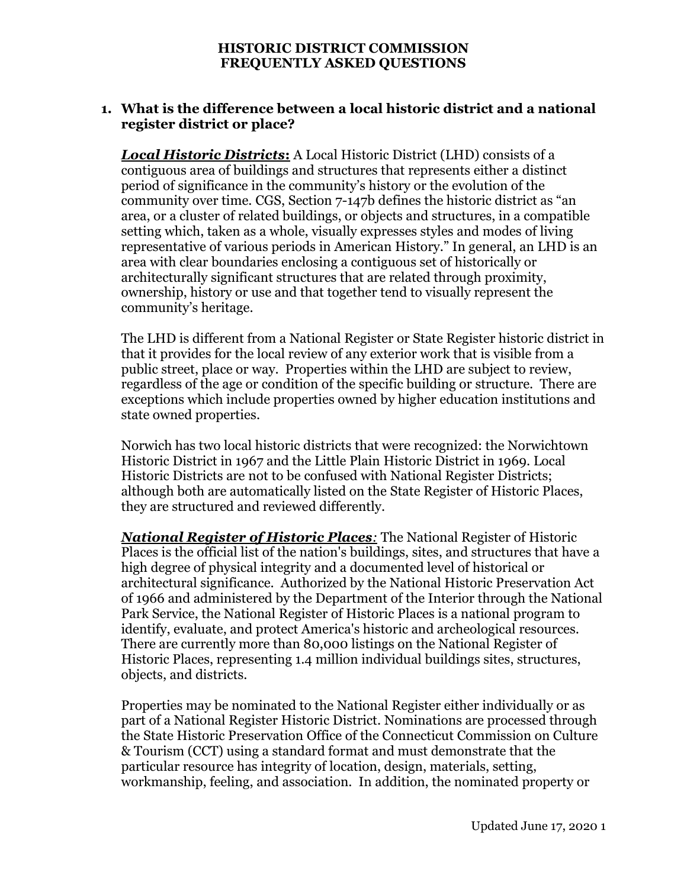# HISTORIC DISTRICT COMMISSION
# FREQUENTLY ASKED QUESTIONS

## 1. What is the difference between a local historic district and a national register district or place?

***Local Historic Districts*:** A Local Historic District (LHD) consists of a contiguous area of buildings and structures that represents either a distinct period of significance in the community's history or the evolution of the community over time. CGS, Section 7-147b defines the historic district as "an area, or a cluster of related buildings, or objects and structures, in a compatible setting which, taken as a whole, visually expresses styles and modes of living representative of various periods in American History." In general, an LHD is an area with clear boundaries enclosing a contiguous set of historically or architecturally significant structures that are related through proximity, ownership, history or use and that together tend to visually represent the community's heritage.

The LHD is different from a National Register or State Register historic district in that it provides for the local review of any exterior work that is visible from a public street, place or way. Properties within the LHD are subject to review, regardless of the age or condition of the specific building or structure. There are exceptions which include properties owned by higher education institutions and state owned properties.

Norwich has two local historic districts that were recognized: the Norwichtown Historic District in 1967 and the Little Plain Historic District in 1969. Local Historic Districts are not to be confused with National Register Districts; although both are automatically listed on the State Register of Historic Places, they are structured and reviewed differently.

***National Register of Historic Places*:** The National Register of Historic Places is the official list of the nation's buildings, sites, and structures that have a high degree of physical integrity and a documented level of historical or architectural significance. Authorized by the National Historic Preservation Act of 1966 and administered by the Department of the Interior through the National Park Service, the National Register of Historic Places is a national program to identify, evaluate, and protect America's historic and archeological resources. There are currently more than 80,000 listings on the National Register of Historic Places, representing 1.4 million individual buildings sites, structures, objects, and districts.

Properties may be nominated to the National Register either individually or as part of a National Register Historic District. Nominations are processed through the State Historic Preservation Office of the Connecticut Commission on Culture & Tourism (CCT) using a standard format and must demonstrate that the particular resource has integrity of location, design, materials, setting, workmanship, feeling, and association. In addition, the nominated property or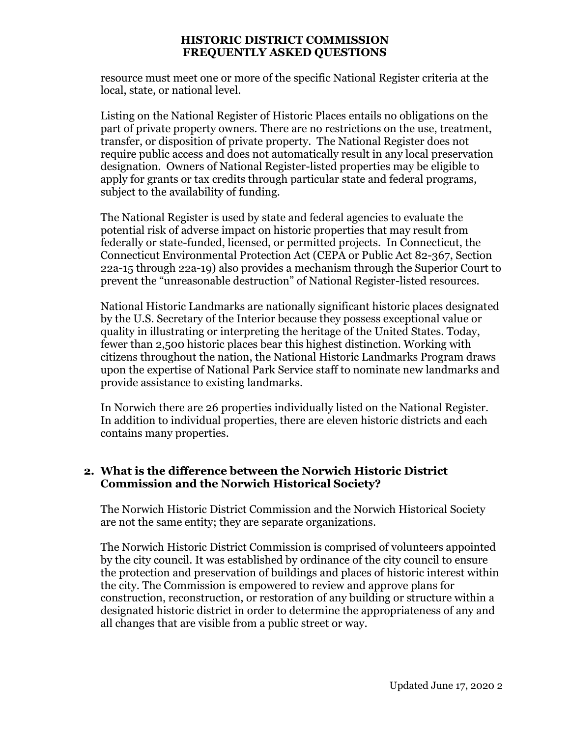resource must meet one or more of the specific National Register criteria at the local, state, or national level.

Listing on the National Register of Historic Places entails no obligations on the part of private property owners. There are no restrictions on the use, treatment, transfer, or disposition of private property. The National Register does not require public access and does not automatically result in any local preservation designation. Owners of National Register-listed properties may be eligible to apply for grants or tax credits through particular state and federal programs, subject to the availability of funding.

The National Register is used by state and federal agencies to evaluate the potential risk of adverse impact on historic properties that may result from federally or state-funded, licensed, or permitted projects. In Connecticut, the Connecticut Environmental Protection Act (CEPA or Public Act 82-367, Section 22a-15 through 22a-19) also provides a mechanism through the Superior Court to prevent the "unreasonable destruction" of National Register-listed resources.

National Historic Landmarks are nationally significant historic places designated by the U.S. Secretary of the Interior because they possess exceptional value or quality in illustrating or interpreting the heritage of the United States. Today, fewer than 2,500 historic places bear this highest distinction. Working with citizens throughout the nation, the National Historic Landmarks Program draws upon the expertise of National Park Service staff to nominate new landmarks and provide assistance to existing landmarks.

In Norwich there are 26 properties individually listed on the National Register. In addition to individual properties, there are eleven historic districts and each contains many properties.

**2. What is the difference between the Norwich Historic District Commission and the Norwich Historical Society?**

The Norwich Historic District Commission and the Norwich Historical Society are not the same entity; they are separate organizations.

The Norwich Historic District Commission is comprised of volunteers appointed by the city council. It was established by ordinance of the city council to ensure the protection and preservation of buildings and places of historic interest within the city. The Commission is empowered to review and approve plans for construction, reconstruction, or restoration of any building or structure within a designated historic district in order to determine the appropriateness of any and all changes that are visible from a public street or way.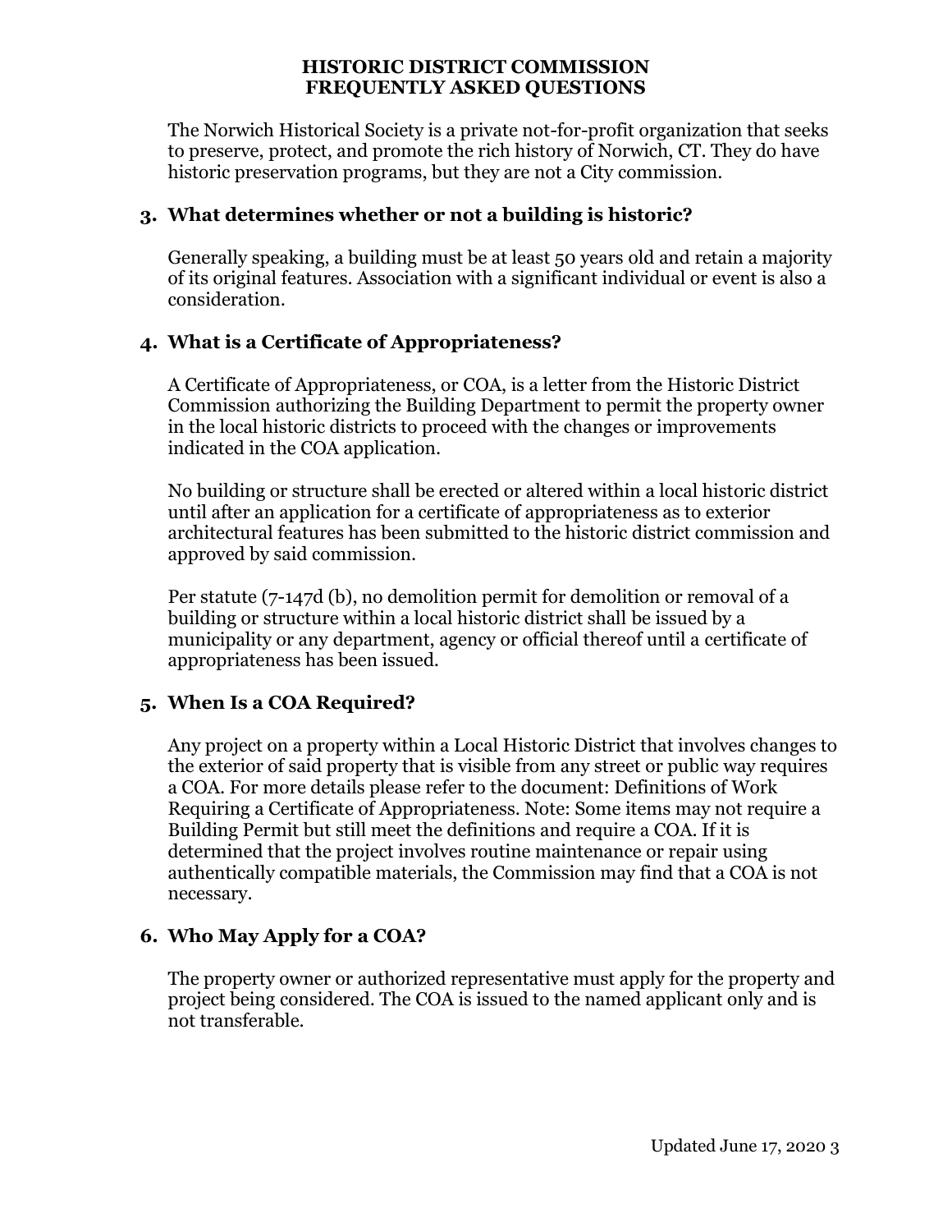The Norwich Historical Society is a private not-for-profit organization that seeks to preserve, protect, and promote the rich history of Norwich, CT. They do have historic preservation programs, but they are not a City commission.

### 3. What determines whether or not a building is historic?

Generally speaking, a building must be at least 50 years old and retain a majority of its original features. Association with a significant individual or event is also a consideration.

### 4. What is a Certificate of Appropriateness?

A Certificate of Appropriateness, or COA, is a letter from the Historic District Commission authorizing the Building Department to permit the property owner in the local historic districts to proceed with the changes or improvements indicated in the COA application.

No building or structure shall be erected or altered within a local historic district until after an application for a certificate of appropriateness as to exterior architectural features has been submitted to the historic district commission and approved by said commission.

Per statute (7-147d (b), no demolition permit for demolition or removal of a building or structure within a local historic district shall be issued by a municipality or any department, agency or official thereof until a certificate of appropriateness has been issued.

### 5. When Is a COA Required?

Any project on a property within a Local Historic District that involves changes to the exterior of said property that is visible from any street or public way requires a COA. For more details please refer to the document: Definitions of Work Requiring a Certificate of Appropriateness. Note: Some items may not require a Building Permit but still meet the definitions and require a COA. If it is determined that the project involves routine maintenance or repair using authentically compatible materials, the Commission may find that a COA is not necessary.

### 6. Who May Apply for a COA?

The property owner or authorized representative must apply for the property and project being considered. The COA is issued to the named applicant only and is not transferable.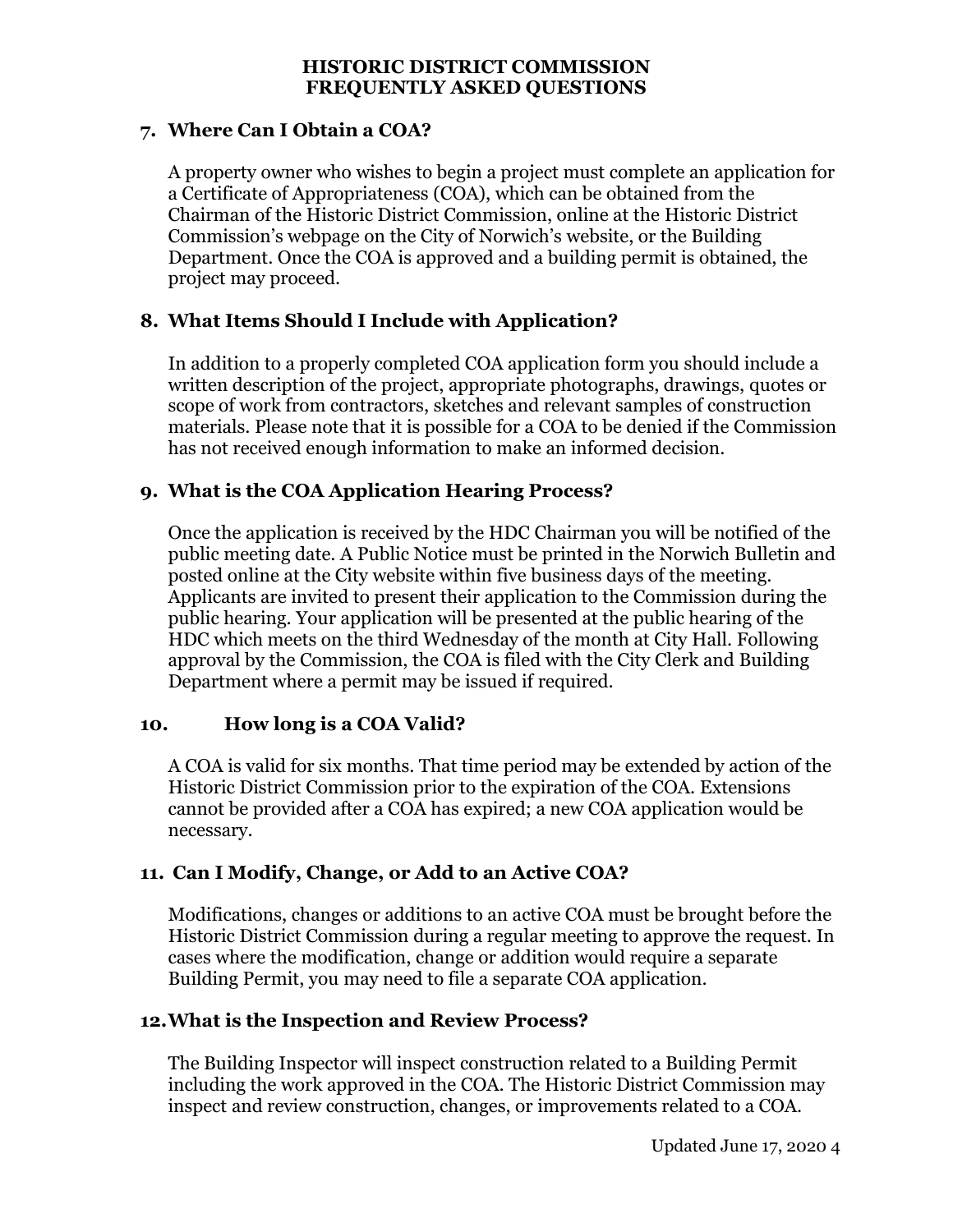# HISTORIC DISTRICT COMMISSION FREQUENTLY ASKED QUESTIONS

### 7. Where Can I Obtain a COA?

A property owner who wishes to begin a project must complete an application for a Certificate of Appropriateness (COA), which can be obtained from the Chairman of the Historic District Commission, online at the Historic District Commission's webpage on the City of Norwich's website, or the Building Department. Once the COA is approved and a building permit is obtained, the project may proceed.

### 8. What Items Should I Include with Application?

In addition to a properly completed COA application form you should include a written description of the project, appropriate photographs, drawings, quotes or scope of work from contractors, sketches and relevant samples of construction materials. Please note that it is possible for a COA to be denied if the Commission has not received enough information to make an informed decision.

### 9. What is the COA Application Hearing Process?

Once the application is received by the HDC Chairman you will be notified of the public meeting date. A Public Notice must be printed in the Norwich Bulletin and posted online at the City website within five business days of the meeting. Applicants are invited to present their application to the Commission during the public hearing. Your application will be presented at the public hearing of the HDC which meets on the third Wednesday of the month at City Hall. Following approval by the Commission, the COA is filed with the City Clerk and Building Department where a permit may be issued if required.

### 10. How long is a COA Valid?

A COA is valid for six months. That time period may be extended by action of the Historic District Commission prior to the expiration of the COA. Extensions cannot be provided after a COA has expired; a new COA application would be necessary.

### 11. Can I Modify, Change, or Add to an Active COA?

Modifications, changes or additions to an active COA must be brought before the Historic District Commission during a regular meeting to approve the request. In cases where the modification, change or addition would require a separate Building Permit, you may need to file a separate COA application.

### 12. What is the Inspection and Review Process?

The Building Inspector will inspect construction related to a Building Permit including the work approved in the COA. The Historic District Commission may inspect and review construction, changes, or improvements related to a COA.

Updated June 17, 2020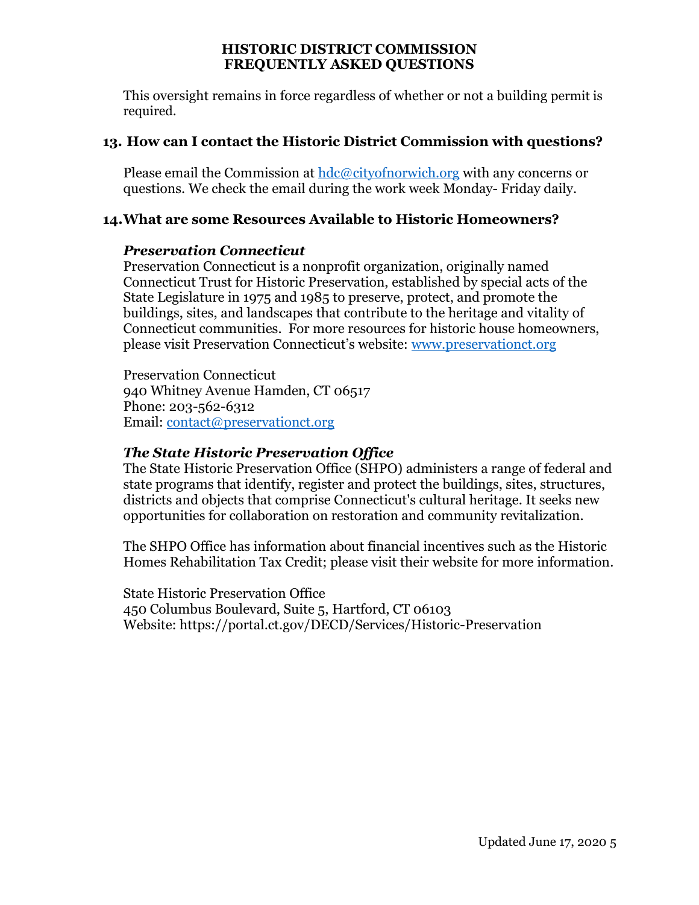This oversight remains in force regardless of whether or not a building permit is required.

## 13. How can I contact the Historic District Commission with questions?

Please email the Commission at hdc@cityofnorwich.org with any concerns or questions. We check the email during the work week Monday- Friday daily.

## 14. What are some Resources Available to Historic Homeowners?

### *Preservation Connecticut*

Preservation Connecticut is a nonprofit organization, originally named Connecticut Trust for Historic Preservation, established by special acts of the State Legislature in 1975 and 1985 to preserve, protect, and promote the buildings, sites, and landscapes that contribute to the heritage and vitality of Connecticut communities. For more resources for historic house homeowners, please visit Preservation Connecticut's website: www.preservationct.org

Preservation Connecticut
940 Whitney Avenue Hamden, CT 06517
Phone: 203-562-6312
Email: contact@preservationct.org

### *The State Historic Preservation Office*

The State Historic Preservation Office (SHPO) administers a range of federal and state programs that identify, register and protect the buildings, sites, structures, districts and objects that comprise Connecticut's cultural heritage. It seeks new opportunities for collaboration on restoration and community revitalization.

The SHPO Office has information about financial incentives such as the Historic Homes Rehabilitation Tax Credit; please visit their website for more information.

State Historic Preservation Office
450 Columbus Boulevard, Suite 5, Hartford, CT 06103
Website: https://portal.ct.gov/DECD/Services/Historic-Preservation